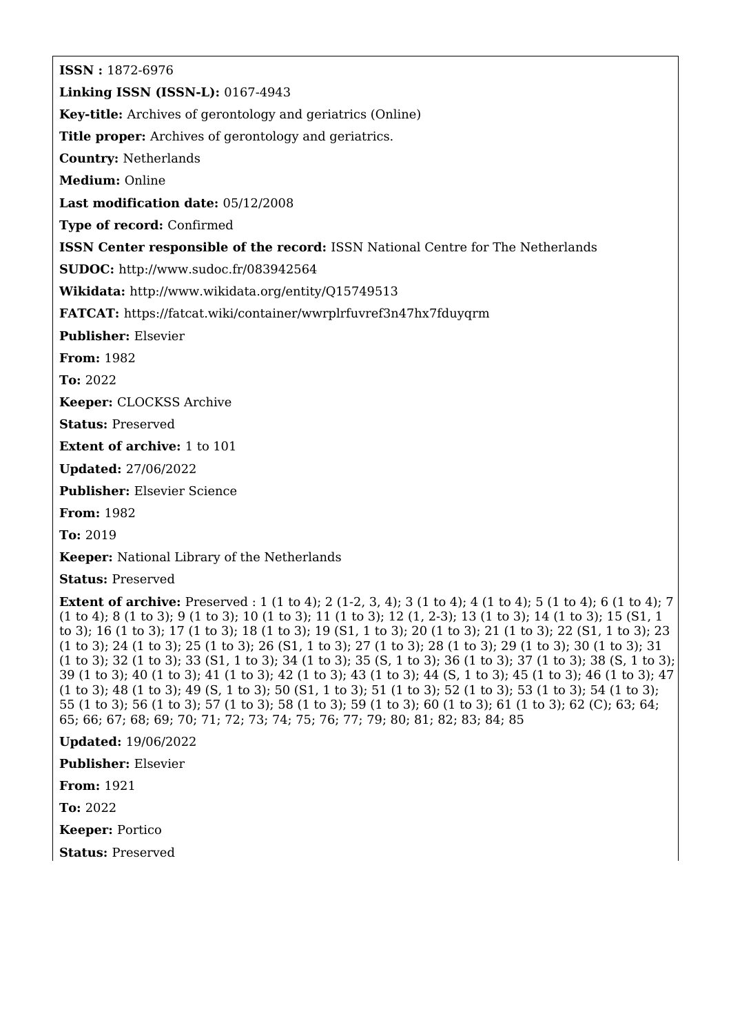**ISSN :** 1872-6976

**Linking ISSN (ISSN-L):** 0167-4943

**Key-title:** Archives of gerontology and geriatrics (Online)

**Title proper:** Archives of gerontology and geriatrics.

**Country:** Netherlands

**Medium:** Online

**Last modification date:** 05/12/2008

**Type of record:** Confirmed

**ISSN Center responsible of the record:** ISSN National Centre for The Netherlands

**SUDOC:** http://www.sudoc.fr/083942564

**Wikidata:** http://www.wikidata.org/entity/Q15749513

**FATCAT:** https://fatcat.wiki/container/wwrplrfuvref3n47hx7fduyqrm

**Publisher:** Elsevier

**From:** 1982

**To:** 2022

**Keeper:** CLOCKSS Archive

**Status:** Preserved

**Extent of archive:** 1 to 101

**Updated:** 27/06/2022

**Publisher:** Elsevier Science

**From:** 1982

**To:** 2019

**Keeper:** National Library of the Netherlands

**Status:** Preserved

**Extent of archive:** Preserved : 1 (1 to 4); 2 (1-2, 3, 4); 3 (1 to 4); 4 (1 to 4); 5 (1 to 4); 6 (1 to 4); 7 (1 to 4); 8 (1 to 3); 9 (1 to 3); 10 (1 to 3); 11 (1 to 3); 12 (1, 2-3); 13 (1 to 3); 14 (1 to 3); 15 (S1, 1 to 3); 16 (1 to 3); 17 (1 to 3); 18 (1 to 3); 19 (S1, 1 to 3); 20 (1 to 3); 21 (1 to 3); 22 (S1, 1 to 3); 23 (1 to 3); 24 (1 to 3); 25 (1 to 3); 26 (S1, 1 to 3); 27 (1 to 3); 28 (1 to 3); 29 (1 to 3); 30 (1 to 3); 31 (1 to 3); 32 (1 to 3); 33 (S1, 1 to 3); 34 (1 to 3); 35 (S, 1 to 3); 36 (1 to 3); 37 (1 to 3); 38 (S, 1 to 3); 39 (1 to 3); 40 (1 to 3); 41 (1 to 3); 42 (1 to 3); 43 (1 to 3); 44 (S, 1 to 3); 45 (1 to 3); 46 (1 to 3); 47 (1 to 3); 48 (1 to 3); 49 (S, 1 to 3); 50 (S1, 1 to 3); 51 (1 to 3); 52 (1 to 3); 53 (1 to 3); 54 (1 to 3); 55 (1 to 3); 56 (1 to 3); 57 (1 to 3); 58 (1 to 3); 59 (1 to 3); 60 (1 to 3); 61 (1 to 3); 62 (C); 63; 64; 65; 66; 67; 68; 69; 70; 71; 72; 73; 74; 75; 76; 77; 79; 80; 81; 82; 83; 84; 85

**Updated:** 19/06/2022

**Publisher:** Elsevier

**From:** 1921

**To:** 2022

**Keeper:** Portico

**Status:** Preserved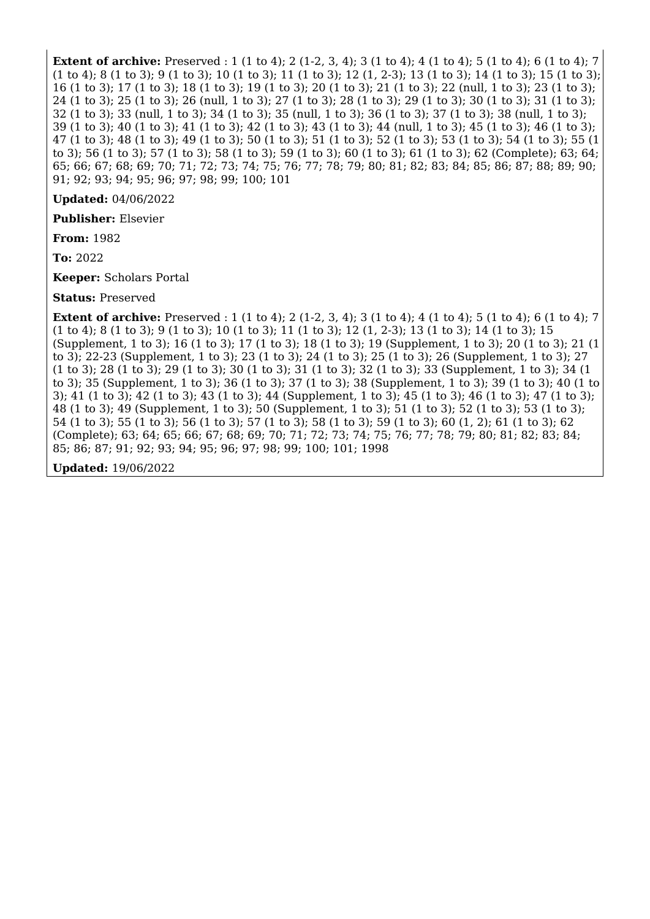**Extent of archive:** Preserved : 1 (1 to 4); 2 (1-2, 3, 4); 3 (1 to 4); 4 (1 to 4); 5 (1 to 4); 6 (1 to 4); 7 (1 to 4); 8 (1 to 3); 9 (1 to 3); 10 (1 to 3); 11 (1 to 3); 12 (1, 2-3); 13 (1 to 3); 14 (1 to 3); 15 (1 to 3); 16 (1 to 3); 17 (1 to 3); 18 (1 to 3); 19 (1 to 3); 20 (1 to 3); 21 (1 to 3); 22 (null, 1 to 3); 23 (1 to 3); 24 (1 to 3); 25 (1 to 3); 26 (null, 1 to 3); 27 (1 to 3); 28 (1 to 3); 29 (1 to 3); 30 (1 to 3); 31 (1 to 3); 32 (1 to 3); 33 (null, 1 to 3); 34 (1 to 3); 35 (null, 1 to 3); 36 (1 to 3); 37 (1 to 3); 38 (null, 1 to 3); 39 (1 to 3); 40 (1 to 3); 41 (1 to 3); 42 (1 to 3); 43 (1 to 3); 44 (null, 1 to 3); 45 (1 to 3); 46 (1 to 3); 47 (1 to 3); 48 (1 to 3); 49 (1 to 3); 50 (1 to 3); 51 (1 to 3); 52 (1 to 3); 53 (1 to 3); 54 (1 to 3); 55 (1 to 3); 56 (1 to 3); 57 (1 to 3); 58 (1 to 3); 59 (1 to 3); 60 (1 to 3); 61 (1 to 3); 62 (Complete); 63; 64; 65; 66; 67; 68; 69; 70; 71; 72; 73; 74; 75; 76; 77; 78; 79; 80; 81; 82; 83; 84; 85; 86; 87; 88; 89; 90; 91; 92; 93; 94; 95; 96; 97; 98; 99; 100; 101

**Updated:** 04/06/2022

**Publisher:** Elsevier

**From:** 1982

**To:** 2022

**Keeper:** Scholars Portal

**Status:** Preserved

**Extent of archive:** Preserved : 1 (1 to 4); 2 (1-2, 3, 4); 3 (1 to 4); 4 (1 to 4); 5 (1 to 4); 6 (1 to 4); 7 (1 to 4); 8 (1 to 3); 9 (1 to 3); 10 (1 to 3); 11 (1 to 3); 12 (1, 2-3); 13 (1 to 3); 14 (1 to 3); 15 (Supplement, 1 to 3); 16 (1 to 3); 17 (1 to 3); 18 (1 to 3); 19 (Supplement, 1 to 3); 20 (1 to 3); 21 (1 to 3); 22-23 (Supplement, 1 to 3); 23 (1 to 3); 24 (1 to 3); 25 (1 to 3); 26 (Supplement, 1 to 3); 27 (1 to 3); 28 (1 to 3); 29 (1 to 3); 30 (1 to 3); 31 (1 to 3); 32 (1 to 3); 33 (Supplement, 1 to 3); 34 (1 to 3); 35 (Supplement, 1 to 3); 36 (1 to 3); 37 (1 to 3); 38 (Supplement, 1 to 3); 39 (1 to 3); 40 (1 to 3); 41 (1 to 3); 42 (1 to 3); 43 (1 to 3); 44 (Supplement, 1 to 3); 45 (1 to 3); 46 (1 to 3); 47 (1 to 3); 48 (1 to 3); 49 (Supplement, 1 to 3); 50 (Supplement, 1 to 3); 51 (1 to 3); 52 (1 to 3); 53 (1 to 3); 54 (1 to 3); 55 (1 to 3); 56 (1 to 3); 57 (1 to 3); 58 (1 to 3); 59 (1 to 3); 60 (1, 2); 61 (1 to 3); 62 (Complete); 63; 64; 65; 66; 67; 68; 69; 70; 71; 72; 73; 74; 75; 76; 77; 78; 79; 80; 81; 82; 83; 84; 85; 86; 87; 91; 92; 93; 94; 95; 96; 97; 98; 99; 100; 101; 1998

**Updated:** 19/06/2022